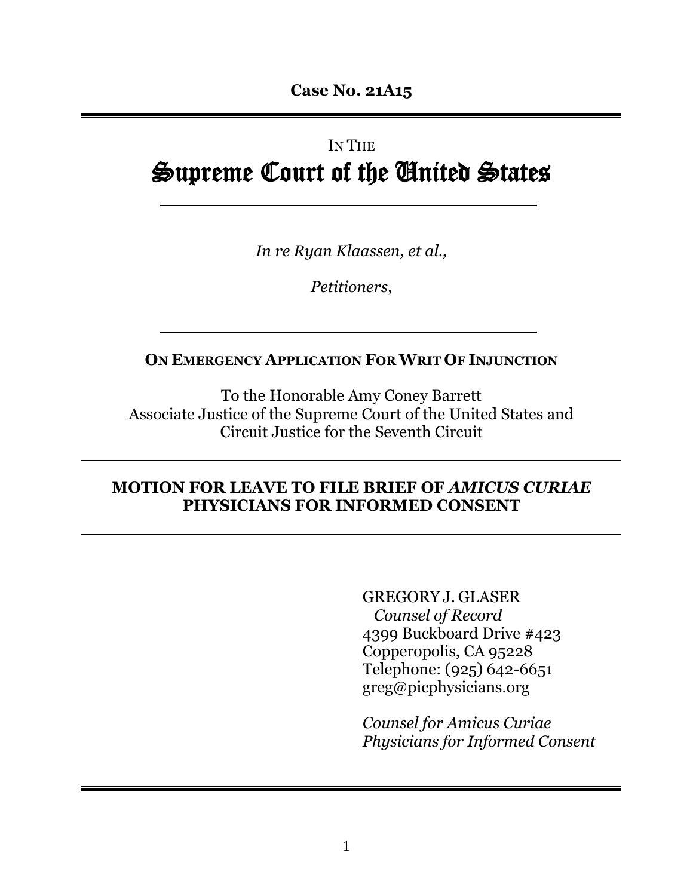**Case No. 21A15**

---

IN THE

# Supreme Court of the United States

---

*In re Ryan Klaassen, et al.,*

*Petitioners,*

---

**ON EMERGENCY APPLICATION FOR WRIT OF INJUNCTION**

To the Honorable Amy Coney Barrett
Associate Justice of the Supreme Court of the United States and
Circuit Justice for the Seventh Circuit

---

**MOTION FOR LEAVE TO FILE BRIEF OF *AMICUS CURIAE* PHYSICIANS FOR INFORMED CONSENT**

---

GREGORY J. GLASER
*Counsel of Record*
4399 Buckboard Drive #423
Copperopolis, CA 95228
Telephone: (925) 642-6651
greg@picphysicians.org

*Counsel for Amicus Curiae*
*Physicians for Informed Consent*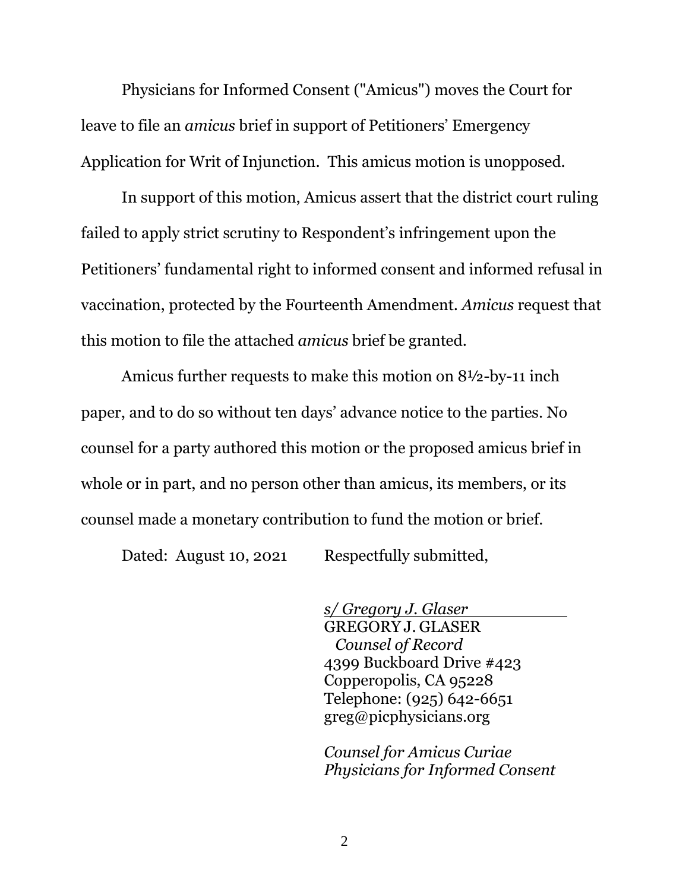Physicians for Informed Consent ("Amicus") moves the Court for leave to file an *amicus* brief in support of Petitioners' Emergency Application for Writ of Injunction. This amicus motion is unopposed.

In support of this motion, Amicus assert that the district court ruling failed to apply strict scrutiny to Respondent's infringement upon the Petitioners' fundamental right to informed consent and informed refusal in vaccination, protected by the Fourteenth Amendment. *Amicus* request that this motion to file the attached *amicus* brief be granted.

Amicus further requests to make this motion on 8½-by-11 inch paper, and to do so without ten days' advance notice to the parties. No counsel for a party authored this motion or the proposed amicus brief in whole or in part, and no person other than amicus, its members, or its counsel made a monetary contribution to fund the motion or brief.

Dated: August 10, 2021 Respectfully submitted,

*s/ Gregory J. Glaser*
GREGORY J. GLASER
*Counsel of Record*
4399 Buckboard Drive #423
Copperopolis, CA 95228
Telephone: (925) 642-6651
greg@picphysicians.org

*Counsel for Amicus Curiae*
*Physicians for Informed Consent*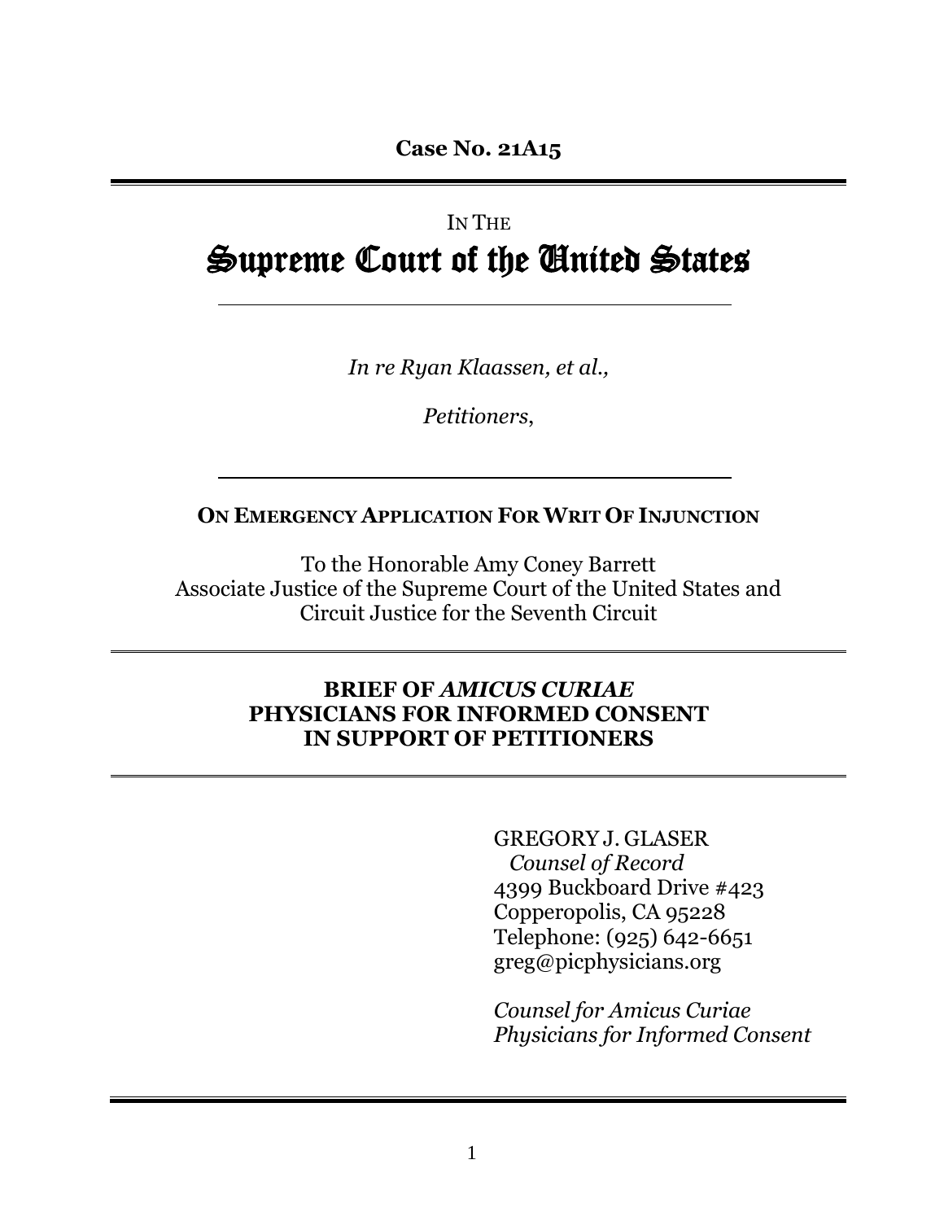**Case No. 21A15**

---

IN THE

# Supreme Court of the United States

---

*In re Ryan Klaassen, et al.,*

*Petitioners,*

---

**ON EMERGENCY APPLICATION FOR WRIT OF INJUNCTION**

To the Honorable Amy Coney Barrett
Associate Justice of the Supreme Court of the United States and
Circuit Justice for the Seventh Circuit

---

**BRIEF OF *AMICUS CURIAE***
**PHYSICIANS FOR INFORMED CONSENT**
**IN SUPPORT OF PETITIONERS**

---

GREGORY J. GLASER
*Counsel of Record*
4399 Buckboard Drive #423
Copperopolis, CA 95228
Telephone: (925) 642-6651
greg@picphysicians.org

*Counsel for Amicus Curiae*
*Physicians for Informed Consent*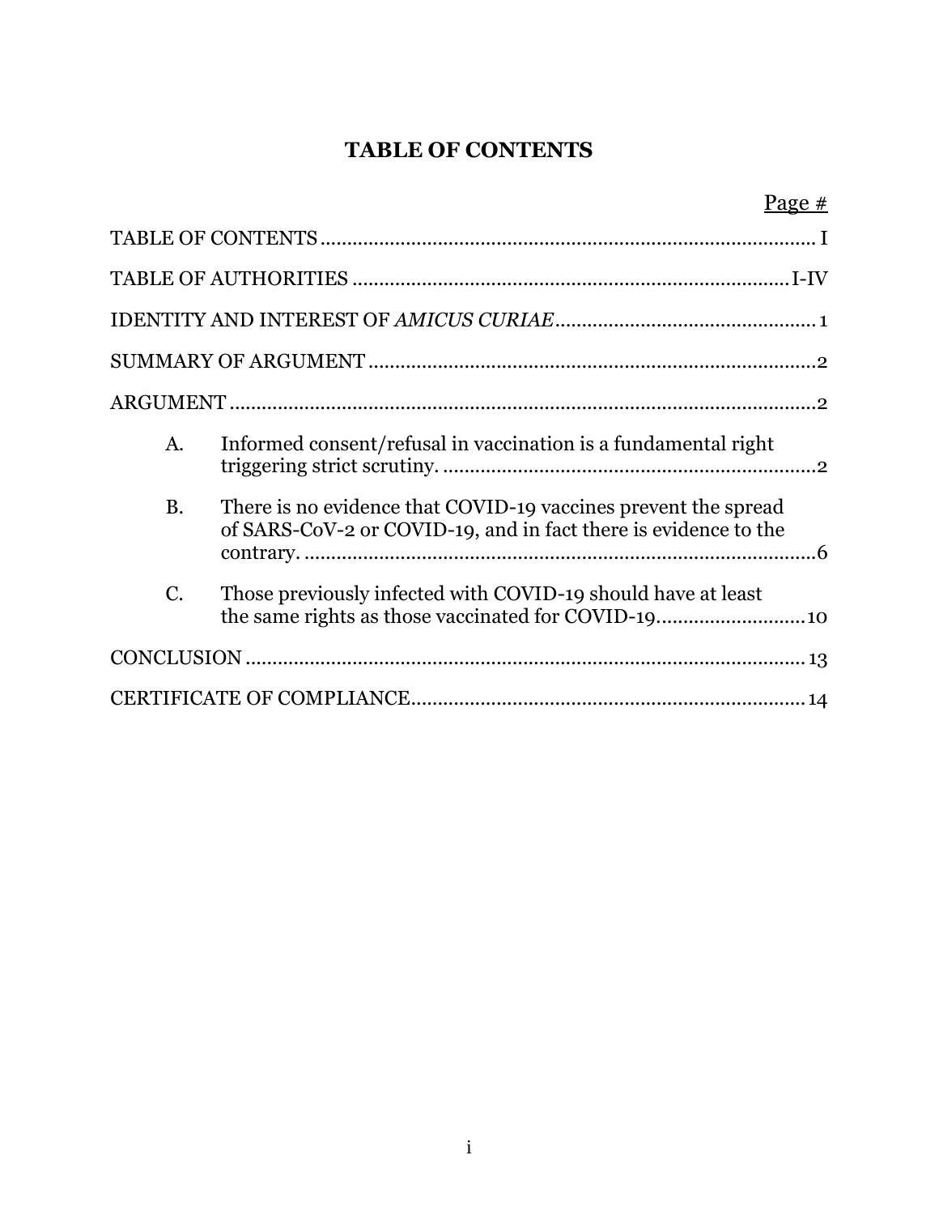# TABLE OF CONTENTS

| | Page # |
|---|---|
| TABLE OF CONTENTS | I |
| TABLE OF AUTHORITIES | I-IV |
| IDENTITY AND INTEREST OF *AMICUS CURIAE* | 1 |
| SUMMARY OF ARGUMENT | 2 |
| ARGUMENT | 2 |
| A. Informed consent/refusal in vaccination is a fundamental right triggering strict scrutiny. | 2 |
| B. There is no evidence that COVID-19 vaccines prevent the spread of SARS-CoV-2 or COVID-19, and in fact there is evidence to the contrary. | 6 |
| C. Those previously infected with COVID-19 should have at least the same rights as those vaccinated for COVID-19 | 10 |
| CONCLUSION | 13 |
| CERTIFICATE OF COMPLIANCE | 14 |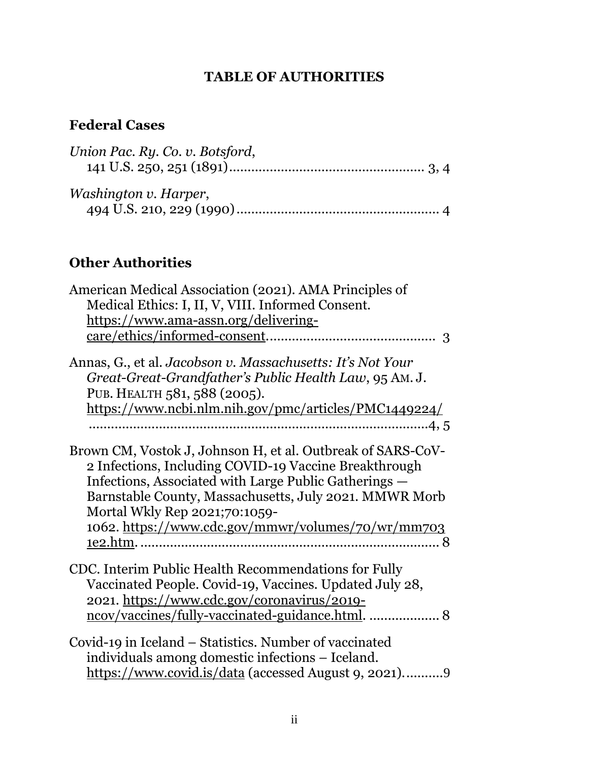# TABLE OF AUTHORITIES

## Federal Cases

*Union Pac. Ry. Co. v. Botsford*,
141 U.S. 250, 251 (1891).................................................... 3, 4

*Washington v. Harper*,
494 U.S. 210, 229 (1990)...................................................... 4

## Other Authorities

American Medical Association (2021). AMA Principles of Medical Ethics: I, II, V, VIII. Informed Consent. https://www.ama-assn.org/delivering-care/ethics/informed-consent............................................ 3

Annas, G., et al. *Jacobson v. Massachusetts: It's Not Your Great-Great-Grandfather's Public Health Law*, 95 AM. J. PUB. HEALTH 581, 588 (2005). https://www.ncbi.nlm.nih.gov/pmc/articles/PMC1449224/ ...........................................................................................4, 5

Brown CM, Vostok J, Johnson H, et al. Outbreak of SARS-CoV-2 Infections, Including COVID-19 Vaccine Breakthrough Infections, Associated with Large Public Gatherings — Barnstable County, Massachusetts, July 2021. MMWR Morb Mortal Wkly Rep 2021;70:1059-1062. https://www.cdc.gov/mmwr/volumes/70/wr/mm7031e2.htm. ................................................................................ 8

CDC. Interim Public Health Recommendations for Fully Vaccinated People. Covid-19, Vaccines. Updated July 28, 2021. https://www.cdc.gov/coronavirus/2019-ncov/vaccines/fully-vaccinated-guidance.html. .................. 8

Covid-19 in Iceland – Statistics. Number of vaccinated individuals among domestic infections – Iceland. https://www.covid.is/data (accessed August 9, 2021)..........9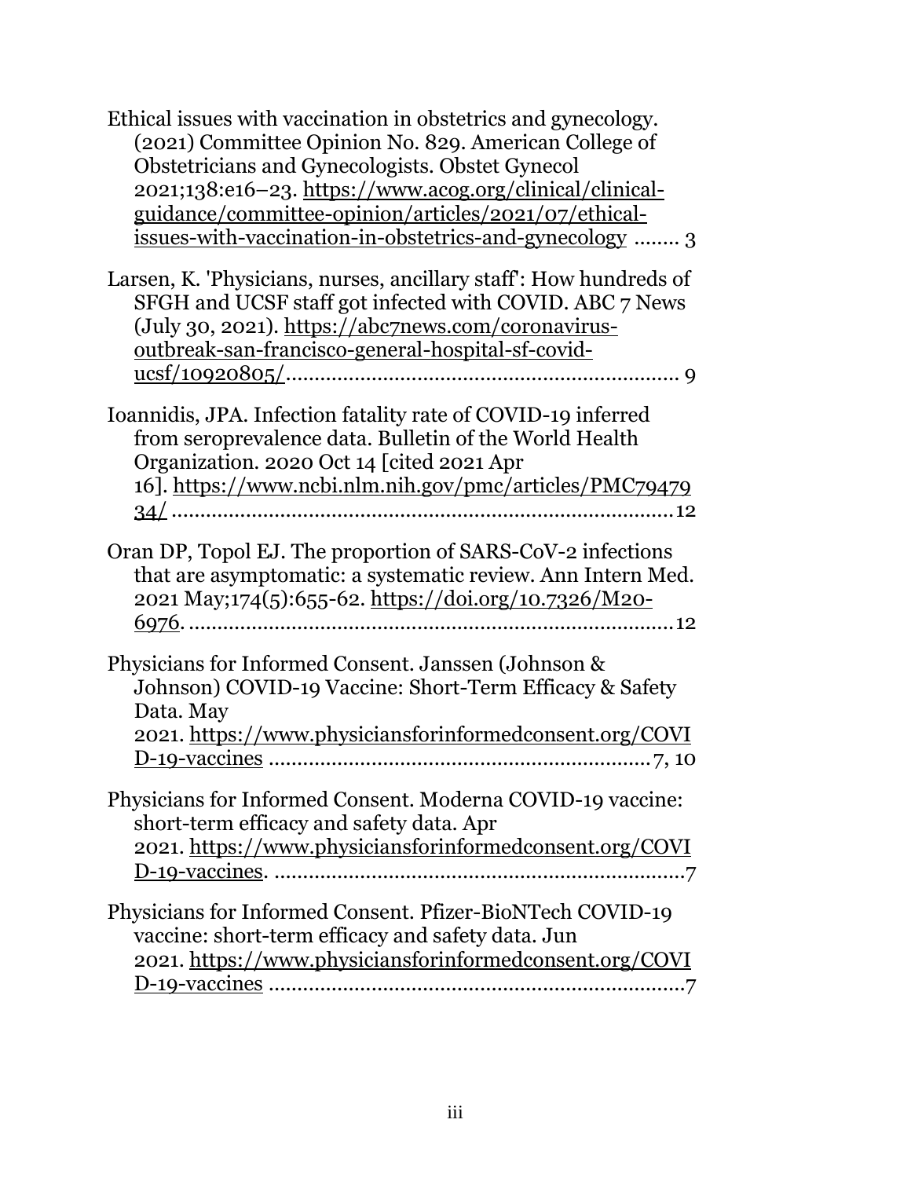Ethical issues with vaccination in obstetrics and gynecology. (2021) Committee Opinion No. 829. American College of Obstetricians and Gynecologists. Obstet Gynecol 2021;138:e16–23. https://www.acog.org/clinical/clinical-guidance/committee-opinion/articles/2021/07/ethical-issues-with-vaccination-in-obstetrics-and-gynecology ........ 3

Larsen, K. 'Physicians, nurses, ancillary staff': How hundreds of SFGH and UCSF staff got infected with COVID. ABC 7 News (July 30, 2021). https://abc7news.com/coronavirus-outbreak-san-francisco-general-hospital-sf-covid-ucsf/10920805/.................................................................... 9

Ioannidis, JPA. Infection fatality rate of COVID-19 inferred from seroprevalence data. Bulletin of the World Health Organization. 2020 Oct 14 [cited 2021 Apr 16]. https://www.ncbi.nlm.nih.gov/pmc/articles/PMC7947934/ ........................................................................................12

Oran DP, Topol EJ. The proportion of SARS-CoV-2 infections that are asymptomatic: a systematic review. Ann Intern Med. 2021 May;174(5):655-62. https://doi.org/10.7326/M20-6976. .....................................................................................12

Physicians for Informed Consent. Janssen (Johnson & Johnson) COVID-19 Vaccine: Short-Term Efficacy & Safety Data. May 2021. https://www.physiciansforinformedconsent.org/COVID-19-vaccines .................................................................. 7, 10

Physicians for Informed Consent. Moderna COVID-19 vaccine: short-term efficacy and safety data. Apr 2021. https://www.physiciansforinformedconsent.org/COVID-19-vaccines. ........................................................................7

Physicians for Informed Consent. Pfizer-BioNTech COVID-19 vaccine: short-term efficacy and safety data. Jun 2021. https://www.physiciansforinformedconsent.org/COVID-19-vaccines .........................................................................7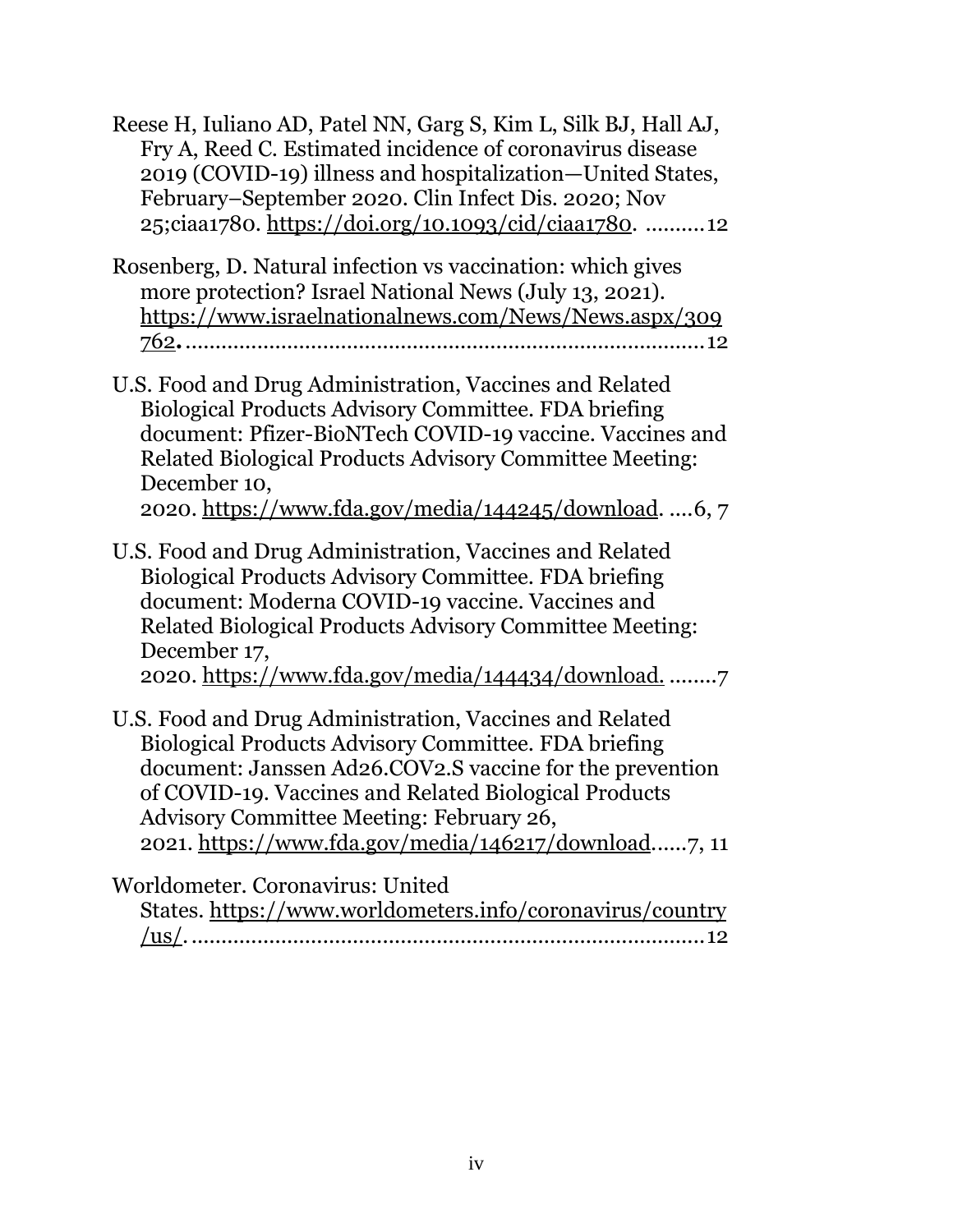Reese H, Iuliano AD, Patel NN, Garg S, Kim L, Silk BJ, Hall AJ, Fry A, Reed C. Estimated incidence of coronavirus disease 2019 (COVID-19) illness and hospitalization—United States, February–September 2020. Clin Infect Dis. 2020; Nov 25;ciaa1780. https://doi.org/10.1093/cid/ciaa1780. ..........12

Rosenberg, D. Natural infection vs vaccination: which gives more protection? Israel National News (July 13, 2021). https://www.israelnationalnews.com/News/News.aspx/309762. ..........12

U.S. Food and Drug Administration, Vaccines and Related Biological Products Advisory Committee. FDA briefing document: Pfizer-BioNTech COVID-19 vaccine. Vaccines and Related Biological Products Advisory Committee Meeting: December 10, 2020. https://www.fda.gov/media/144245/download. ....6, 7

U.S. Food and Drug Administration, Vaccines and Related Biological Products Advisory Committee. FDA briefing document: Moderna COVID-19 vaccine. Vaccines and Related Biological Products Advisory Committee Meeting: December 17, 2020. https://www.fda.gov/media/144434/download. ........7

U.S. Food and Drug Administration, Vaccines and Related Biological Products Advisory Committee. FDA briefing document: Janssen Ad26.COV2.S vaccine for the prevention of COVID-19. Vaccines and Related Biological Products Advisory Committee Meeting: February 26, 2021. https://www.fda.gov/media/146217/download......7, 11

Worldometer. Coronavirus: United States. https://www.worldometers.info/coronavirus/country/us/. ..........12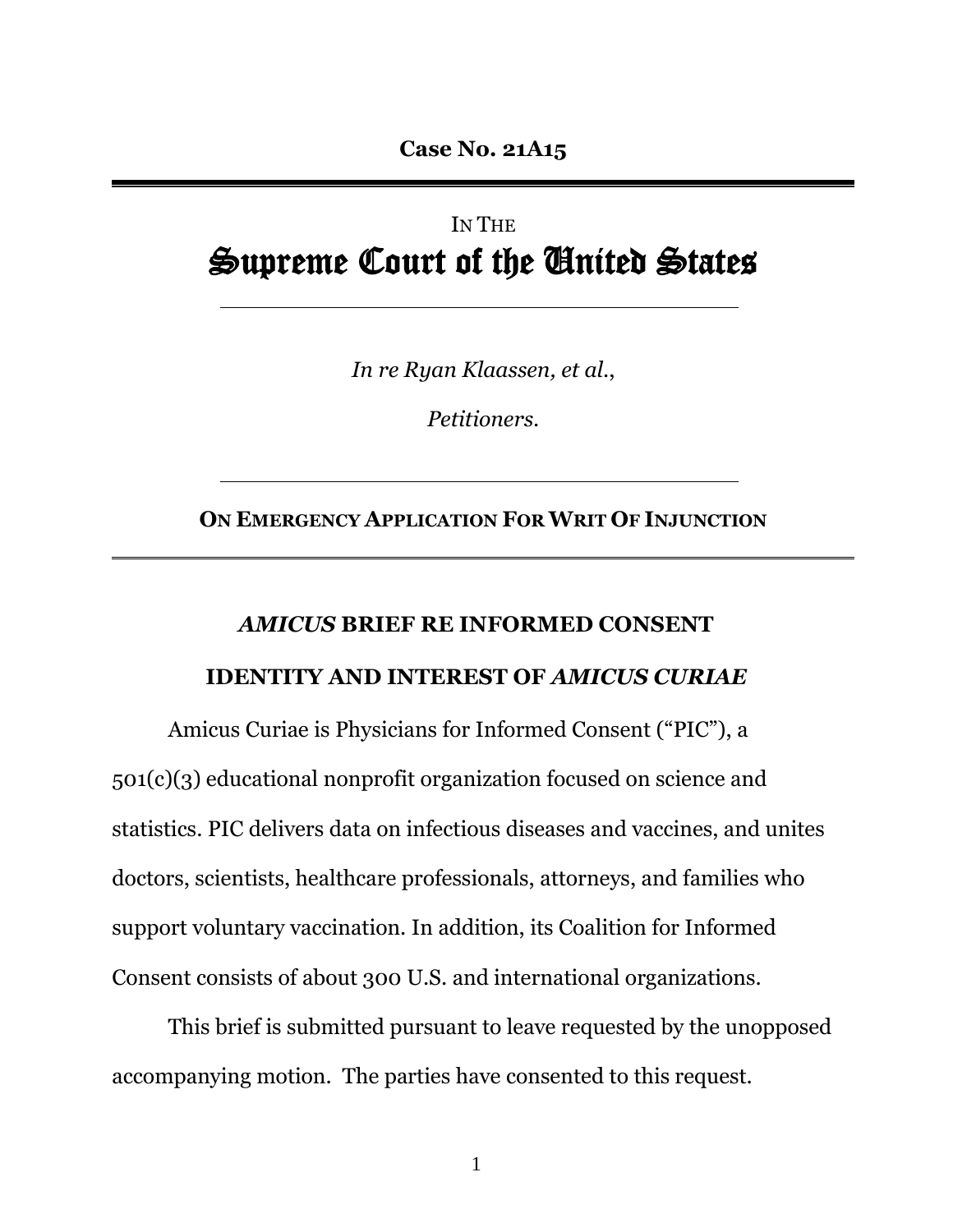**Case No. 21A15**

---

IN THE

# Supreme Court of the United States

---

*In re Ryan Klaassen, et al.*,

*Petitioners.*

---

**ON EMERGENCY APPLICATION FOR WRIT OF INJUNCTION**

---

## *AMICUS* BRIEF RE INFORMED CONSENT

## IDENTITY AND INTEREST OF *AMICUS CURIAE*

Amicus Curiae is Physicians for Informed Consent ("PIC"), a 501(c)(3) educational nonprofit organization focused on science and statistics. PIC delivers data on infectious diseases and vaccines, and unites doctors, scientists, healthcare professionals, attorneys, and families who support voluntary vaccination. In addition, its Coalition for Informed Consent consists of about 300 U.S. and international organizations.

This brief is submitted pursuant to leave requested by the unopposed accompanying motion. The parties have consented to this request.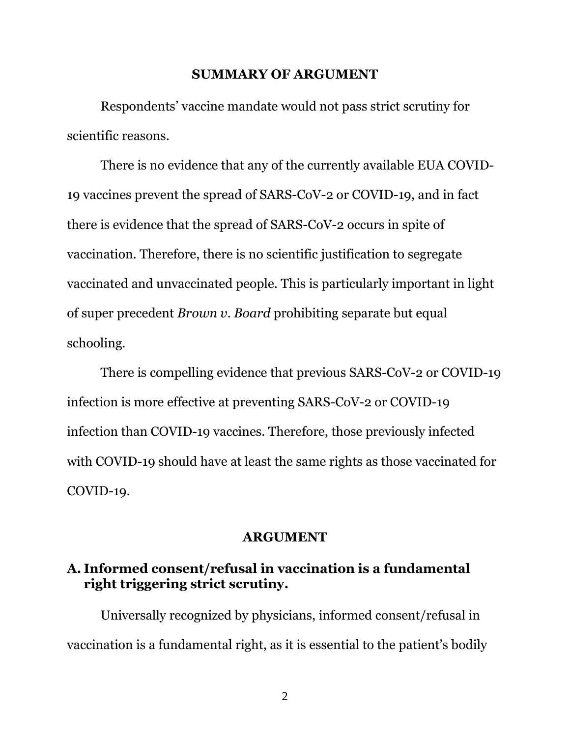## SUMMARY OF ARGUMENT

Respondents' vaccine mandate would not pass strict scrutiny for scientific reasons.

There is no evidence that any of the currently available EUA COVID-19 vaccines prevent the spread of SARS-CoV-2 or COVID-19, and in fact there is evidence that the spread of SARS-CoV-2 occurs in spite of vaccination. Therefore, there is no scientific justification to segregate vaccinated and unvaccinated people. This is particularly important in light of super precedent *Brown v. Board* prohibiting separate but equal schooling.

There is compelling evidence that previous SARS-CoV-2 or COVID-19 infection is more effective at preventing SARS-CoV-2 or COVID-19 infection than COVID-19 vaccines. Therefore, those previously infected with COVID-19 should have at least the same rights as those vaccinated for COVID-19.

## ARGUMENT

### A. Informed consent/refusal in vaccination is a fundamental right triggering strict scrutiny.

Universally recognized by physicians, informed consent/refusal in vaccination is a fundamental right, as it is essential to the patient's bodily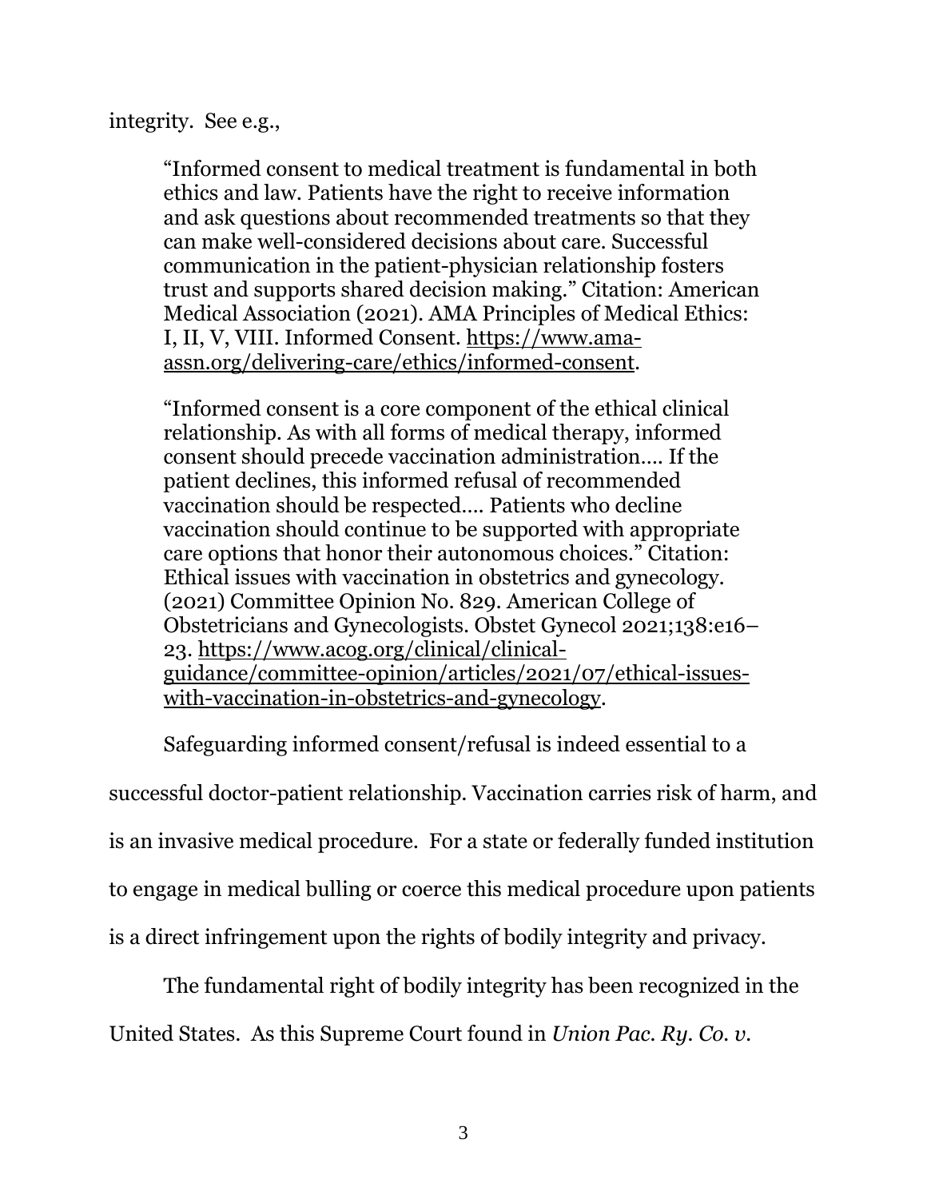integrity. See e.g.,

> "Informed consent to medical treatment is fundamental in both ethics and law. Patients have the right to receive information and ask questions about recommended treatments so that they can make well-considered decisions about care. Successful communication in the patient-physician relationship fosters trust and supports shared decision making." Citation: American Medical Association (2021). AMA Principles of Medical Ethics: I, II, V, VIII. Informed Consent. https://www.ama-assn.org/delivering-care/ethics/informed-consent.

> "Informed consent is a core component of the ethical clinical relationship. As with all forms of medical therapy, informed consent should precede vaccination administration…. If the patient declines, this informed refusal of recommended vaccination should be respected…. Patients who decline vaccination should continue to be supported with appropriate care options that honor their autonomous choices." Citation: Ethical issues with vaccination in obstetrics and gynecology. (2021) Committee Opinion No. 829. American College of Obstetricians and Gynecologists. Obstet Gynecol 2021;138:e16–23. https://www.acog.org/clinical/clinical-guidance/committee-opinion/articles/2021/07/ethical-issues-with-vaccination-in-obstetrics-and-gynecology.

Safeguarding informed consent/refusal is indeed essential to a successful doctor-patient relationship. Vaccination carries risk of harm, and is an invasive medical procedure. For a state or federally funded institution to engage in medical bulling or coerce this medical procedure upon patients is a direct infringement upon the rights of bodily integrity and privacy.

The fundamental right of bodily integrity has been recognized in the United States. As this Supreme Court found in *Union Pac. Ry. Co. v.*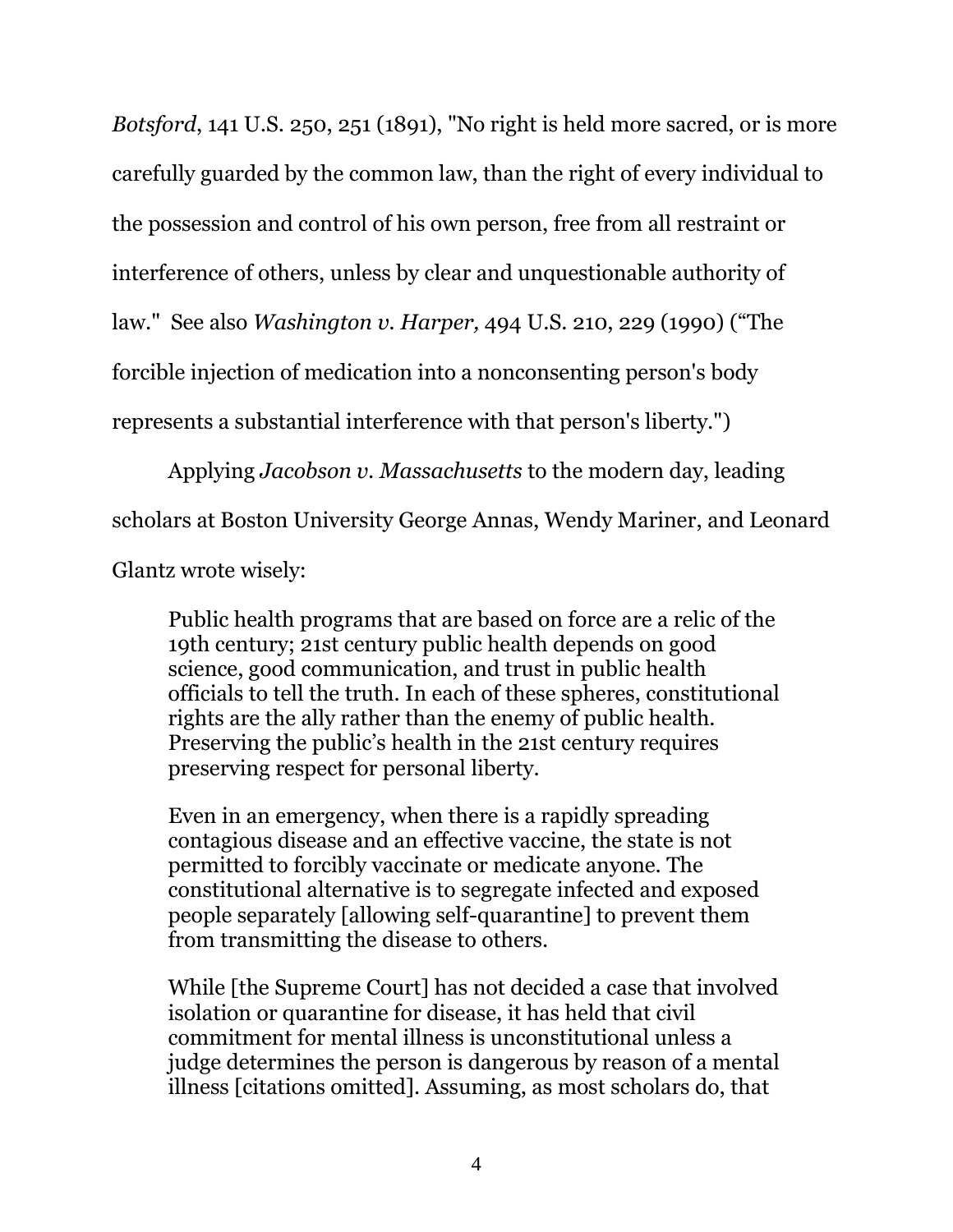*Botsford*, 141 U.S. 250, 251 (1891), "No right is held more sacred, or is more carefully guarded by the common law, than the right of every individual to the possession and control of his own person, free from all restraint or interference of others, unless by clear and unquestionable authority of law." See also *Washington v. Harper,* 494 U.S. 210, 229 (1990) ("The forcible injection of medication into a nonconsenting person's body represents a substantial interference with that person's liberty.")

Applying *Jacobson v. Massachusetts* to the modern day, leading scholars at Boston University George Annas, Wendy Mariner, and Leonard Glantz wrote wisely:

> Public health programs that are based on force are a relic of the 19th century; 21st century public health depends on good science, good communication, and trust in public health officials to tell the truth. In each of these spheres, constitutional rights are the ally rather than the enemy of public health. Preserving the public's health in the 21st century requires preserving respect for personal liberty.
>
> Even in an emergency, when there is a rapidly spreading contagious disease and an effective vaccine, the state is not permitted to forcibly vaccinate or medicate anyone. The constitutional alternative is to segregate infected and exposed people separately [allowing self-quarantine] to prevent them from transmitting the disease to others.
>
> While [the Supreme Court] has not decided a case that involved isolation or quarantine for disease, it has held that civil commitment for mental illness is unconstitutional unless a judge determines the person is dangerous by reason of a mental illness [citations omitted]. Assuming, as most scholars do, that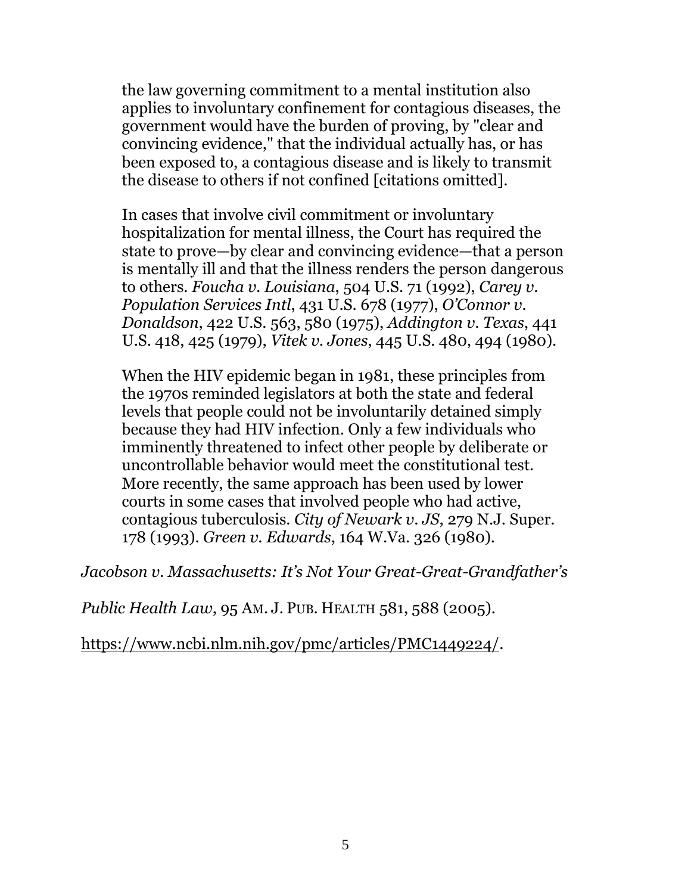> the law governing commitment to a mental institution also applies to involuntary confinement for contagious diseases, the government would have the burden of proving, by "clear and convincing evidence," that the individual actually has, or has been exposed to, a contagious disease and is likely to transmit the disease to others if not confined [citations omitted].
>
> In cases that involve civil commitment or involuntary hospitalization for mental illness, the Court has required the state to prove—by clear and convincing evidence—that a person is mentally ill and that the illness renders the person dangerous to others. *Foucha v. Louisiana*, 504 U.S. 71 (1992), *Carey v. Population Services Intl*, 431 U.S. 678 (1977), *O'Connor v. Donaldson*, 422 U.S. 563, 580 (1975), *Addington v. Texas*, 441 U.S. 418, 425 (1979), *Vitek v. Jones*, 445 U.S. 480, 494 (1980).
>
> When the HIV epidemic began in 1981, these principles from the 1970s reminded legislators at both the state and federal levels that people could not be involuntarily detained simply because they had HIV infection. Only a few individuals who imminently threatened to infect other people by deliberate or uncontrollable behavior would meet the constitutional test. More recently, the same approach has been used by lower courts in some cases that involved people who had active, contagious tuberculosis. *City of Newark v. JS*, 279 N.J. Super. 178 (1993). *Green v. Edwards*, 164 W.Va. 326 (1980).

*Jacobson v. Massachusetts: It's Not Your Great-Great-Grandfather's Public Health Law*, 95 AM. J. PUB. HEALTH 581, 588 (2005). https://www.ncbi.nlm.nih.gov/pmc/articles/PMC1449224/.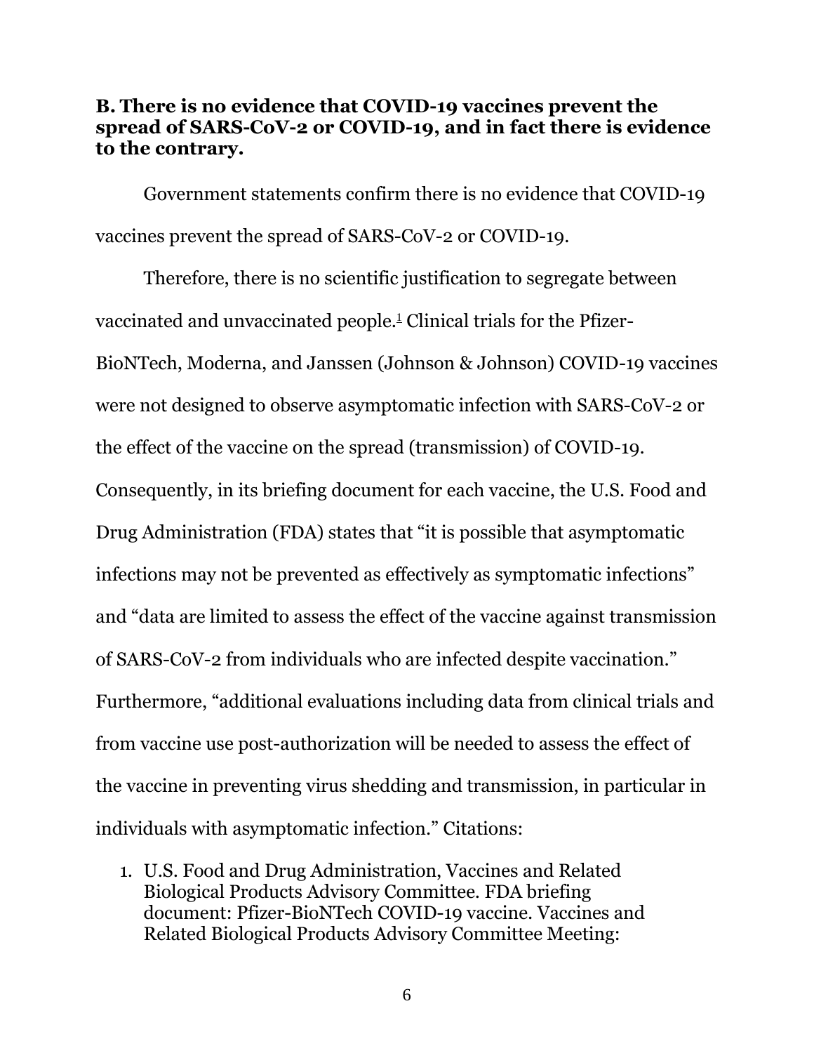**B. There is no evidence that COVID-19 vaccines prevent the spread of SARS-CoV-2 or COVID-19, and in fact there is evidence to the contrary.**

Government statements confirm there is no evidence that COVID-19 vaccines prevent the spread of SARS-CoV-2 or COVID-19.

Therefore, there is no scientific justification to segregate between vaccinated and unvaccinated people.[1] Clinical trials for the Pfizer-BioNTech, Moderna, and Janssen (Johnson & Johnson) COVID-19 vaccines were not designed to observe asymptomatic infection with SARS-CoV-2 or the effect of the vaccine on the spread (transmission) of COVID-19. Consequently, in its briefing document for each vaccine, the U.S. Food and Drug Administration (FDA) states that "it is possible that asymptomatic infections may not be prevented as effectively as symptomatic infections" and "data are limited to assess the effect of the vaccine against transmission of SARS-CoV-2 from individuals who are infected despite vaccination." Furthermore, "additional evaluations including data from clinical trials and from vaccine use post-authorization will be needed to assess the effect of the vaccine in preventing virus shedding and transmission, in particular in individuals with asymptomatic infection." Citations:

1. U.S. Food and Drug Administration, Vaccines and Related Biological Products Advisory Committee. FDA briefing document: Pfizer-BioNTech COVID-19 vaccine. Vaccines and Related Biological Products Advisory Committee Meeting: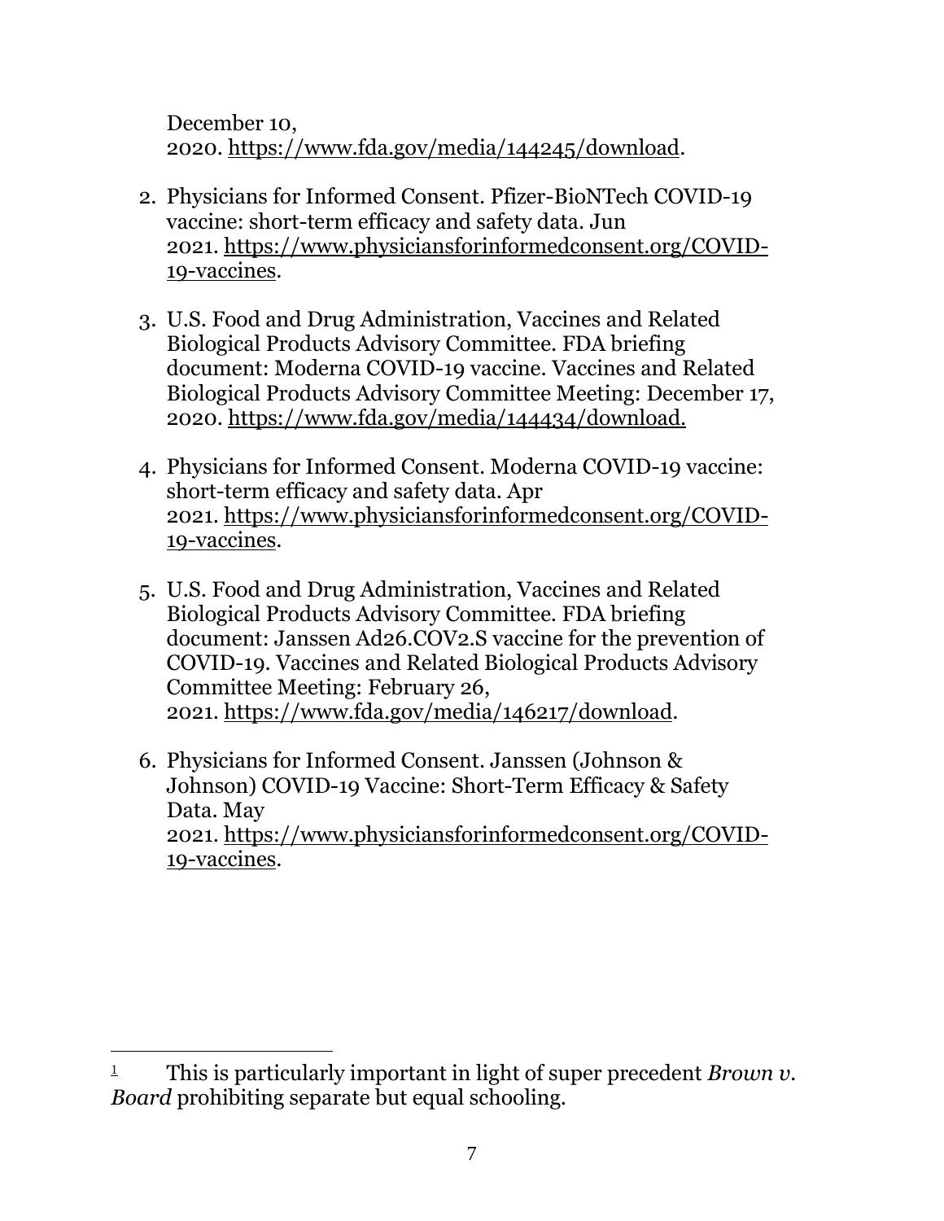December 10, 2020. https://www.fda.gov/media/144245/download.

2. Physicians for Informed Consent. Pfizer-BioNTech COVID-19 vaccine: short-term efficacy and safety data. Jun 2021. https://www.physiciansforinformedconsent.org/COVID-19-vaccines.

3. U.S. Food and Drug Administration, Vaccines and Related Biological Products Advisory Committee. FDA briefing document: Moderna COVID-19 vaccine. Vaccines and Related Biological Products Advisory Committee Meeting: December 17, 2020. https://www.fda.gov/media/144434/download.

4. Physicians for Informed Consent. Moderna COVID-19 vaccine: short-term efficacy and safety data. Apr 2021. https://www.physiciansforinformedconsent.org/COVID-19-vaccines.

5. U.S. Food and Drug Administration, Vaccines and Related Biological Products Advisory Committee. FDA briefing document: Janssen Ad26.COV2.S vaccine for the prevention of COVID-19. Vaccines and Related Biological Products Advisory Committee Meeting: February 26, 2021. https://www.fda.gov/media/146217/download.

6. Physicians for Informed Consent. Janssen (Johnson & Johnson) COVID-19 Vaccine: Short-Term Efficacy & Safety Data. May 2021. https://www.physiciansforinformedconsent.org/COVID-19-vaccines.

---

[1] This is particularly important in light of super precedent *Brown v. Board* prohibiting separate but equal schooling.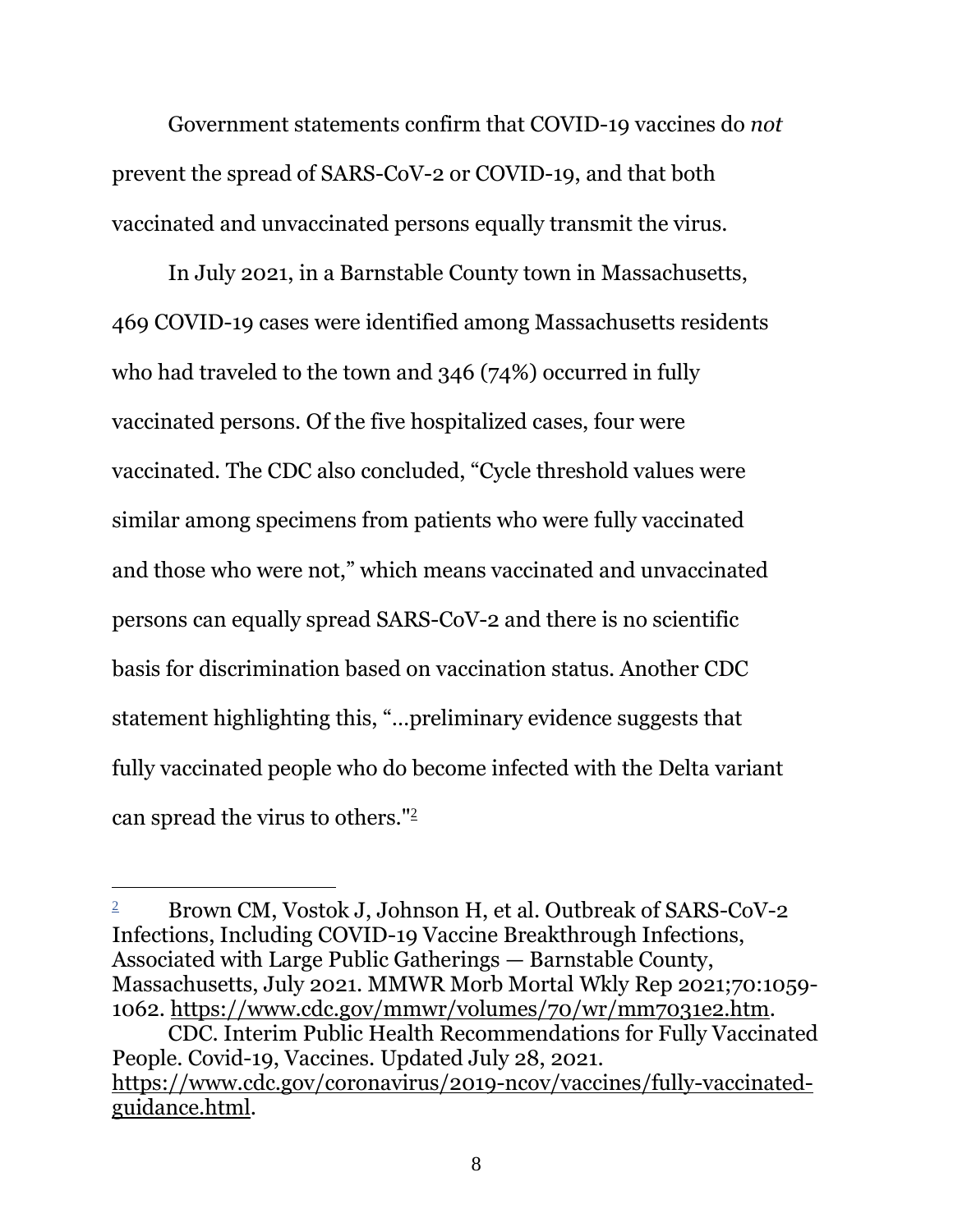Government statements confirm that COVID-19 vaccines do *not* prevent the spread of SARS-CoV-2 or COVID-19, and that both vaccinated and unvaccinated persons equally transmit the virus.

In July 2021, in a Barnstable County town in Massachusetts, 469 COVID-19 cases were identified among Massachusetts residents who had traveled to the town and 346 (74%) occurred in fully vaccinated persons. Of the five hospitalized cases, four were vaccinated. The CDC also concluded, "Cycle threshold values were similar among specimens from patients who were fully vaccinated and those who were not," which means vaccinated and unvaccinated persons can equally spread SARS-CoV-2 and there is no scientific basis for discrimination based on vaccination status. Another CDC statement highlighting this, "…preliminary evidence suggests that fully vaccinated people who do become infected with the Delta variant can spread the virus to others."[2]

---

[2] Brown CM, Vostok J, Johnson H, et al. Outbreak of SARS-CoV-2 Infections, Including COVID-19 Vaccine Breakthrough Infections, Associated with Large Public Gatherings — Barnstable County, Massachusetts, July 2021. MMWR Morb Mortal Wkly Rep 2021;70:1059-1062. https://www.cdc.gov/mmwr/volumes/70/wr/mm7031e2.htm.

CDC. Interim Public Health Recommendations for Fully Vaccinated People. Covid-19, Vaccines. Updated July 28, 2021. https://www.cdc.gov/coronavirus/2019-ncov/vaccines/fully-vaccinated-guidance.html.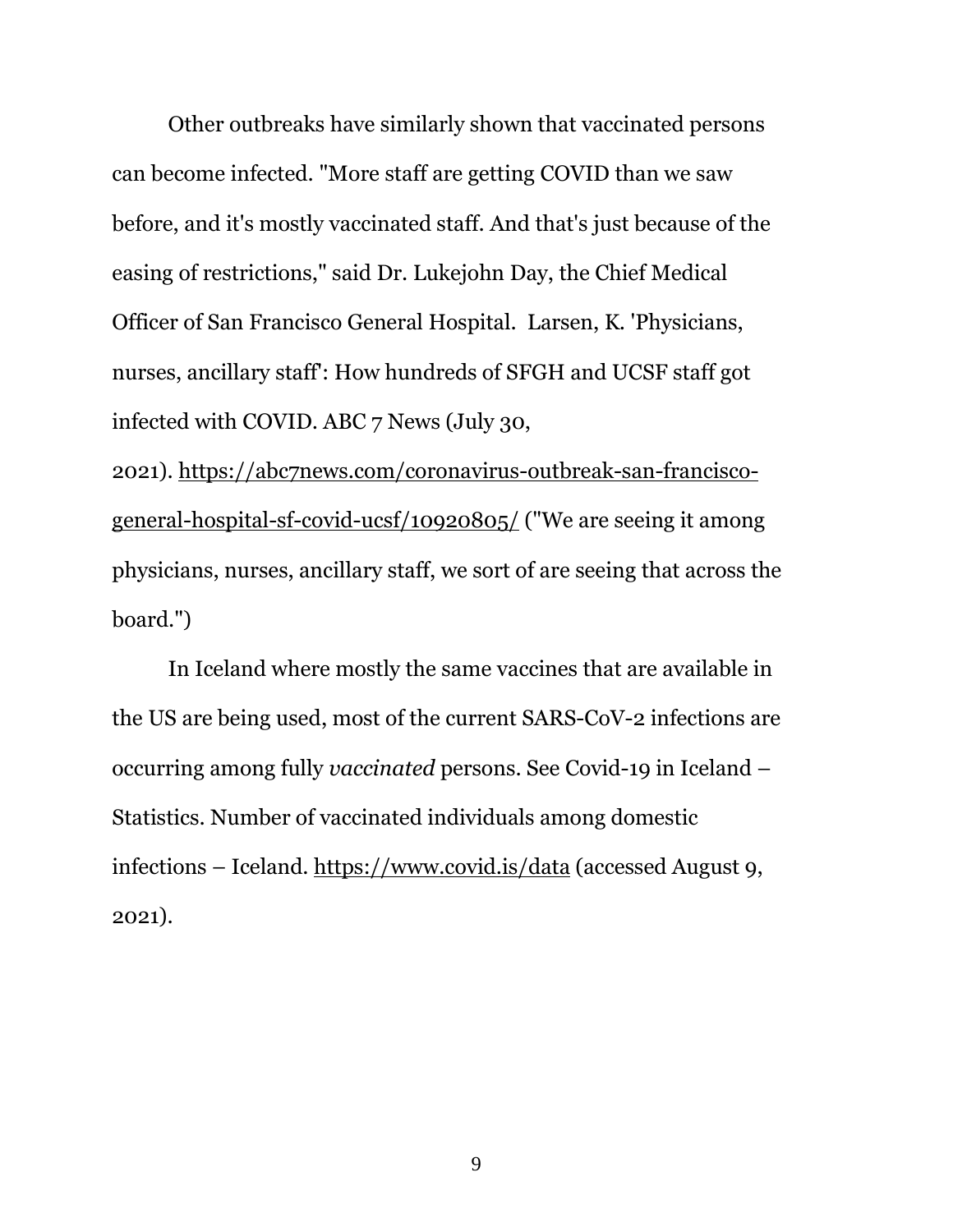Other outbreaks have similarly shown that vaccinated persons can become infected. "More staff are getting COVID than we saw before, and it's mostly vaccinated staff. And that's just because of the easing of restrictions," said Dr. Lukejohn Day, the Chief Medical Officer of San Francisco General Hospital. Larsen, K. 'Physicians, nurses, ancillary staff': How hundreds of SFGH and UCSF staff got infected with COVID. ABC 7 News (July 30, 2021). https://abc7news.com/coronavirus-outbreak-san-francisco-general-hospital-sf-covid-ucsf/10920805/ ("We are seeing it among physicians, nurses, ancillary staff, we sort of are seeing that across the board.")

In Iceland where mostly the same vaccines that are available in the US are being used, most of the current SARS-CoV-2 infections are occurring among fully *vaccinated* persons. See Covid-19 in Iceland – Statistics. Number of vaccinated individuals among domestic infections – Iceland. https://www.covid.is/data (accessed August 9, 2021).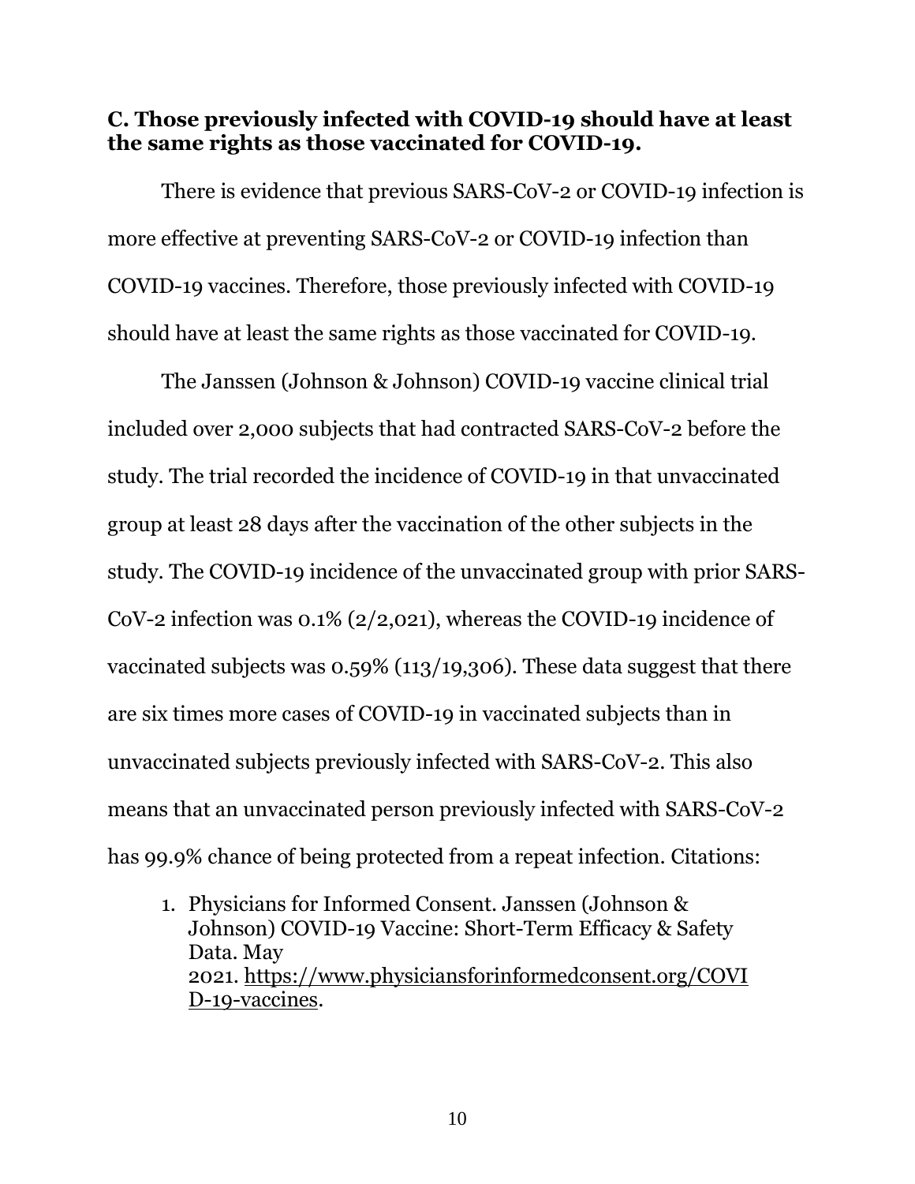### C. Those previously infected with COVID-19 should have at least the same rights as those vaccinated for COVID-19.

There is evidence that previous SARS-CoV-2 or COVID-19 infection is more effective at preventing SARS-CoV-2 or COVID-19 infection than COVID-19 vaccines. Therefore, those previously infected with COVID-19 should have at least the same rights as those vaccinated for COVID-19.

The Janssen (Johnson & Johnson) COVID-19 vaccine clinical trial included over 2,000 subjects that had contracted SARS-CoV-2 before the study. The trial recorded the incidence of COVID-19 in that unvaccinated group at least 28 days after the vaccination of the other subjects in the study. The COVID-19 incidence of the unvaccinated group with prior SARS-CoV-2 infection was 0.1% (2/2,021), whereas the COVID-19 incidence of vaccinated subjects was 0.59% (113/19,306). These data suggest that there are six times more cases of COVID-19 in vaccinated subjects than in unvaccinated subjects previously infected with SARS-CoV-2. This also means that an unvaccinated person previously infected with SARS-CoV-2 has 99.9% chance of being protected from a repeat infection. Citations:

1. Physicians for Informed Consent. Janssen (Johnson & Johnson) COVID-19 Vaccine: Short-Term Efficacy & Safety Data. May 2021. https://www.physiciansforinformedconsent.org/COVID-19-vaccines.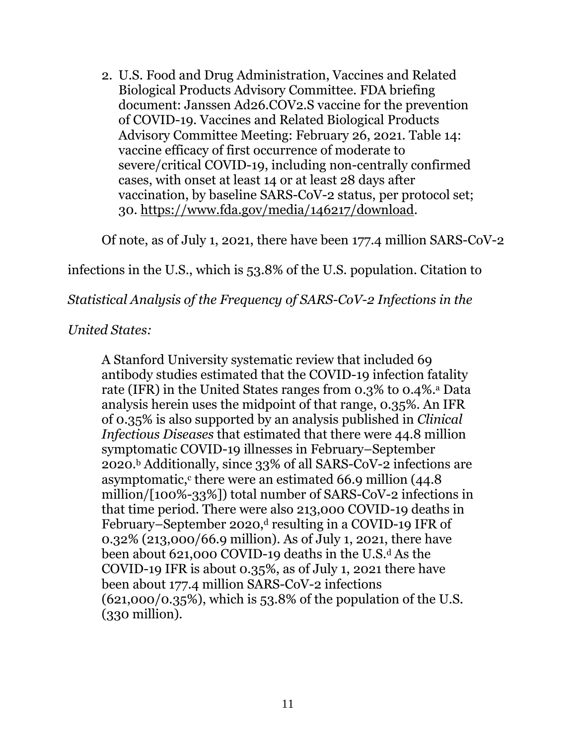2. U.S. Food and Drug Administration, Vaccines and Related Biological Products Advisory Committee. FDA briefing document: Janssen Ad26.COV2.S vaccine for the prevention of COVID-19. Vaccines and Related Biological Products Advisory Committee Meeting: February 26, 2021. Table 14: vaccine efficacy of first occurrence of moderate to severe/critical COVID-19, including non-centrally confirmed cases, with onset at least 14 or at least 28 days after vaccination, by baseline SARS-CoV-2 status, per protocol set; 30. https://www.fda.gov/media/146217/download.

Of note, as of July 1, 2021, there have been 177.4 million SARS-CoV-2 infections in the U.S., which is 53.8% of the U.S. population. Citation to *Statistical Analysis of the Frequency of SARS-CoV-2 Infections in the United States:*

> A Stanford University systematic review that included 69 antibody studies estimated that the COVID-19 infection fatality rate (IFR) in the United States ranges from 0.3% to 0.4%.[a] Data analysis herein uses the midpoint of that range, 0.35%. An IFR of 0.35% is also supported by an analysis published in *Clinical Infectious Diseases* that estimated that there were 44.8 million symptomatic COVID-19 illnesses in February–September 2020.[b] Additionally, since 33% of all SARS-CoV-2 infections are asymptomatic,[c] there were an estimated 66.9 million (44.8 million/[100%-33%]) total number of SARS-CoV-2 infections in that time period. There were also 213,000 COVID-19 deaths in February–September 2020,[d] resulting in a COVID-19 IFR of 0.32% (213,000/66.9 million). As of July 1, 2021, there have been about 621,000 COVID-19 deaths in the U.S.[d] As the COVID-19 IFR is about 0.35%, as of July 1, 2021 there have been about 177.4 million SARS-CoV-2 infections (621,000/0.35%), which is 53.8% of the population of the U.S. (330 million).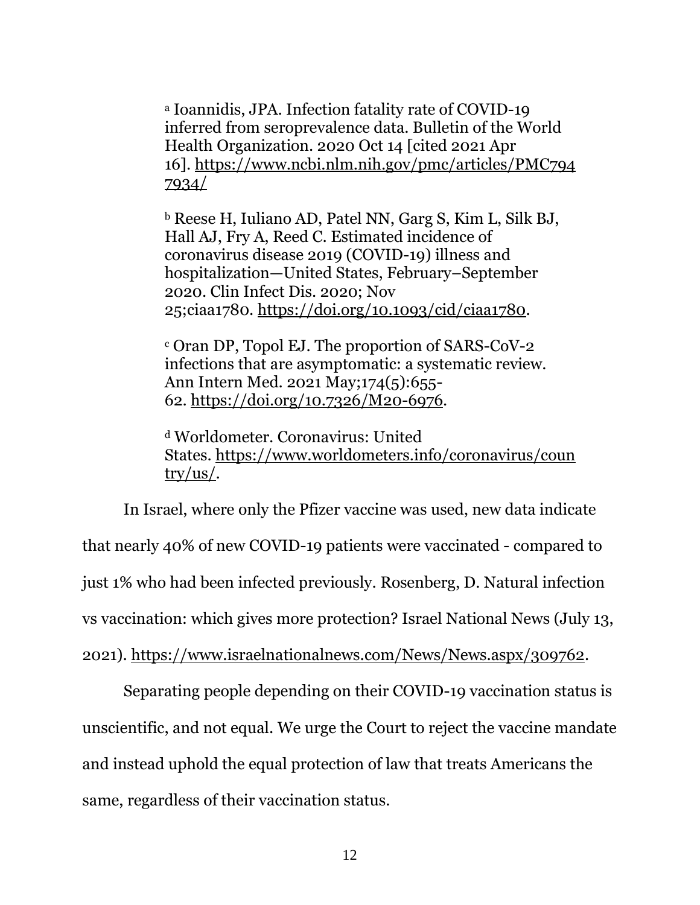[a] Ioannidis, JPA. Infection fatality rate of COVID-19 inferred from seroprevalence data. Bulletin of the World Health Organization. 2020 Oct 14 [cited 2021 Apr 16]. https://www.ncbi.nlm.nih.gov/pmc/articles/PMC7947934/

[b] Reese H, Iuliano AD, Patel NN, Garg S, Kim L, Silk BJ, Hall AJ, Fry A, Reed C. Estimated incidence of coronavirus disease 2019 (COVID-19) illness and hospitalization—United States, February–September 2020. Clin Infect Dis. 2020; Nov 25;ciaa1780. https://doi.org/10.1093/cid/ciaa1780.

[c] Oran DP, Topol EJ. The proportion of SARS-CoV-2 infections that are asymptomatic: a systematic review. Ann Intern Med. 2021 May;174(5):655-62. https://doi.org/10.7326/M20-6976.

[d] Worldometer. Coronavirus: United States. https://www.worldometers.info/coronavirus/country/us/.

In Israel, where only the Pfizer vaccine was used, new data indicate that nearly 40% of new COVID-19 patients were vaccinated - compared to just 1% who had been infected previously. Rosenberg, D. Natural infection vs vaccination: which gives more protection? Israel National News (July 13, 2021). https://www.israelnationalnews.com/News/News.aspx/309762.

Separating people depending on their COVID-19 vaccination status is unscientific, and not equal. We urge the Court to reject the vaccine mandate and instead uphold the equal protection of law that treats Americans the same, regardless of their vaccination status.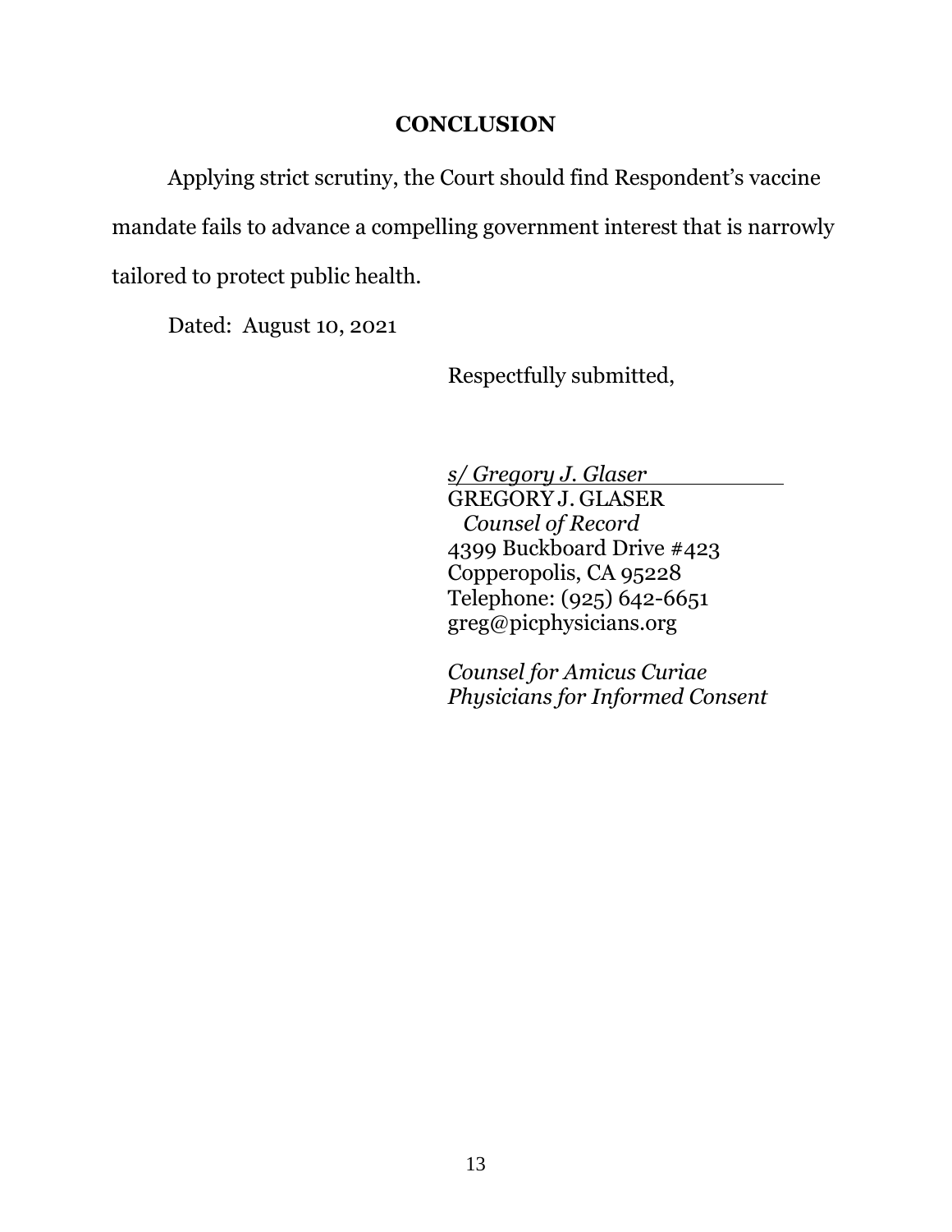## CONCLUSION

Applying strict scrutiny, the Court should find Respondent's vaccine mandate fails to advance a compelling government interest that is narrowly tailored to protect public health.

Dated: August 10, 2021

Respectfully submitted,

*s/ Gregory J. Glaser*
GREGORY J. GLASER
*Counsel of Record*
4399 Buckboard Drive #423
Copperopolis, CA 95228
Telephone: (925) 642-6651
greg@picphysicians.org

*Counsel for Amicus Curiae*
*Physicians for Informed Consent*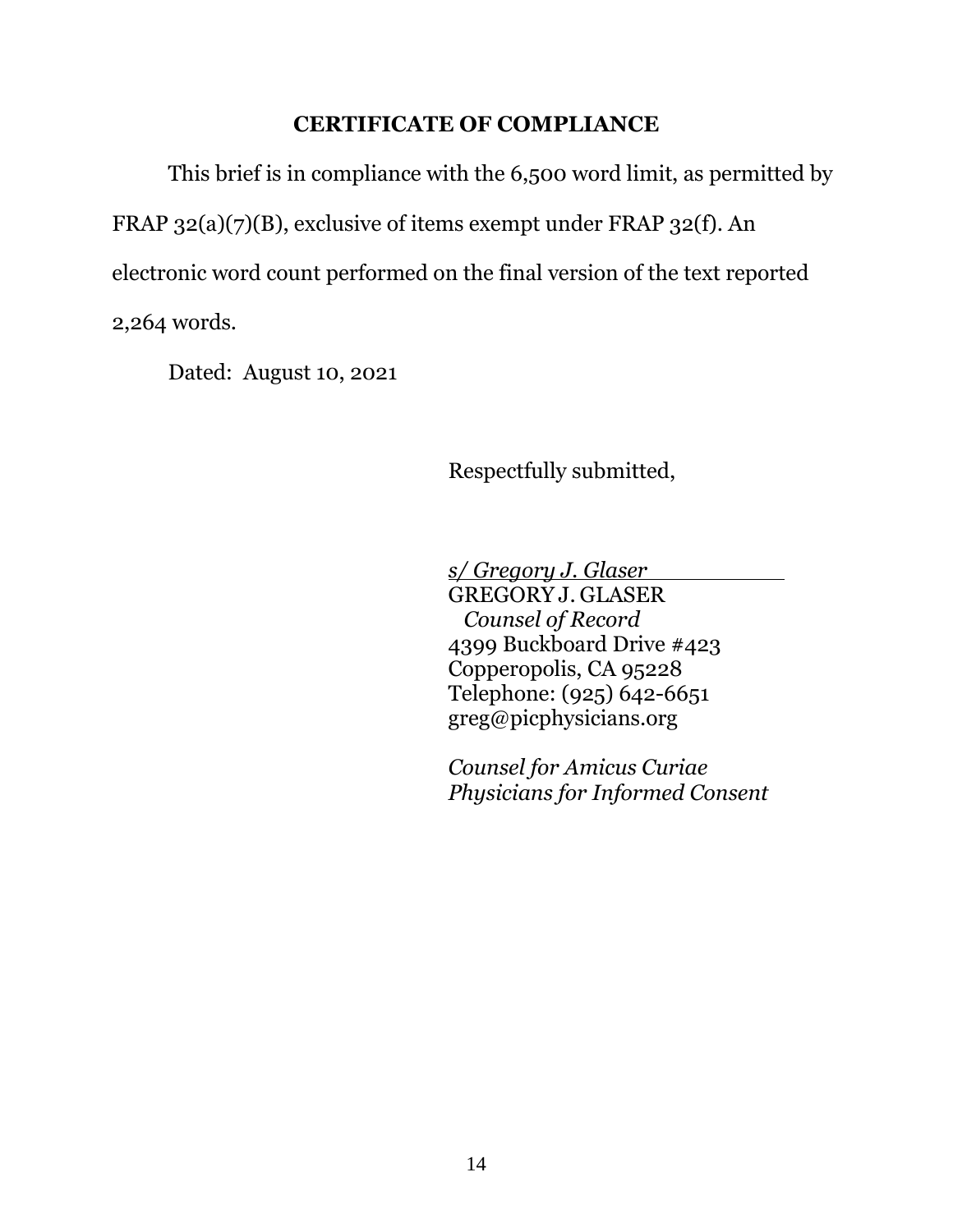## CERTIFICATE OF COMPLIANCE

This brief is in compliance with the 6,500 word limit, as permitted by FRAP 32(a)(7)(B), exclusive of items exempt under FRAP 32(f). An electronic word count performed on the final version of the text reported 2,264 words.

Dated: August 10, 2021

Respectfully submitted,

*s/ Gregory J. Glaser*
GREGORY J. GLASER
*Counsel of Record*
4399 Buckboard Drive #423
Copperopolis, CA 95228
Telephone: (925) 642-6651
greg@picphysicians.org

*Counsel for Amicus Curiae*
*Physicians for Informed Consent*